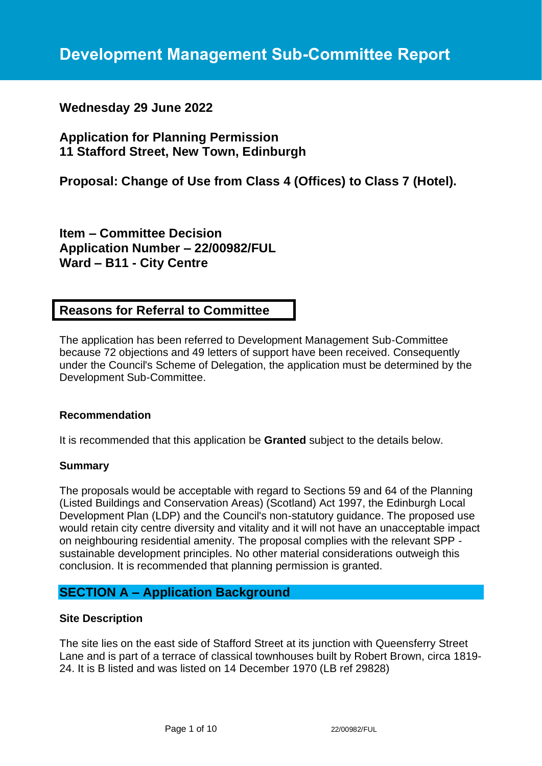# Development Management Sub-Committee Report

**Wednesday 29 June 2022**

**Application for Planning Permission**
**11 Stafford Street, New Town, Edinburgh**

**Proposal: Change of Use from Class 4 (Offices) to Class 7 (Hotel).**

**Item – Committee Decision**
**Application Number – 22/00982/FUL**
**Ward – B11 - City Centre**

## Reasons for Referral to Committee

The application has been referred to Development Management Sub-Committee because 72 objections and 49 letters of support have been received. Consequently under the Council's Scheme of Delegation, the application must be determined by the Development Sub-Committee.

### Recommendation

It is recommended that this application be **Granted** subject to the details below.

### Summary

The proposals would be acceptable with regard to Sections 59 and 64 of the Planning (Listed Buildings and Conservation Areas) (Scotland) Act 1997, the Edinburgh Local Development Plan (LDP) and the Council's non-statutory guidance. The proposed use would retain city centre diversity and vitality and it will not have an unacceptable impact on neighbouring residential amenity. The proposal complies with the relevant SPP - sustainable development principles. No other material considerations outweigh this conclusion. It is recommended that planning permission is granted.

## SECTION A – Application Background

### Site Description

The site lies on the east side of Stafford Street at its junction with Queensferry Street Lane and is part of a terrace of classical townhouses built by Robert Brown, circa 1819-24. It is B listed and was listed on 14 December 1970 (LB ref 29828)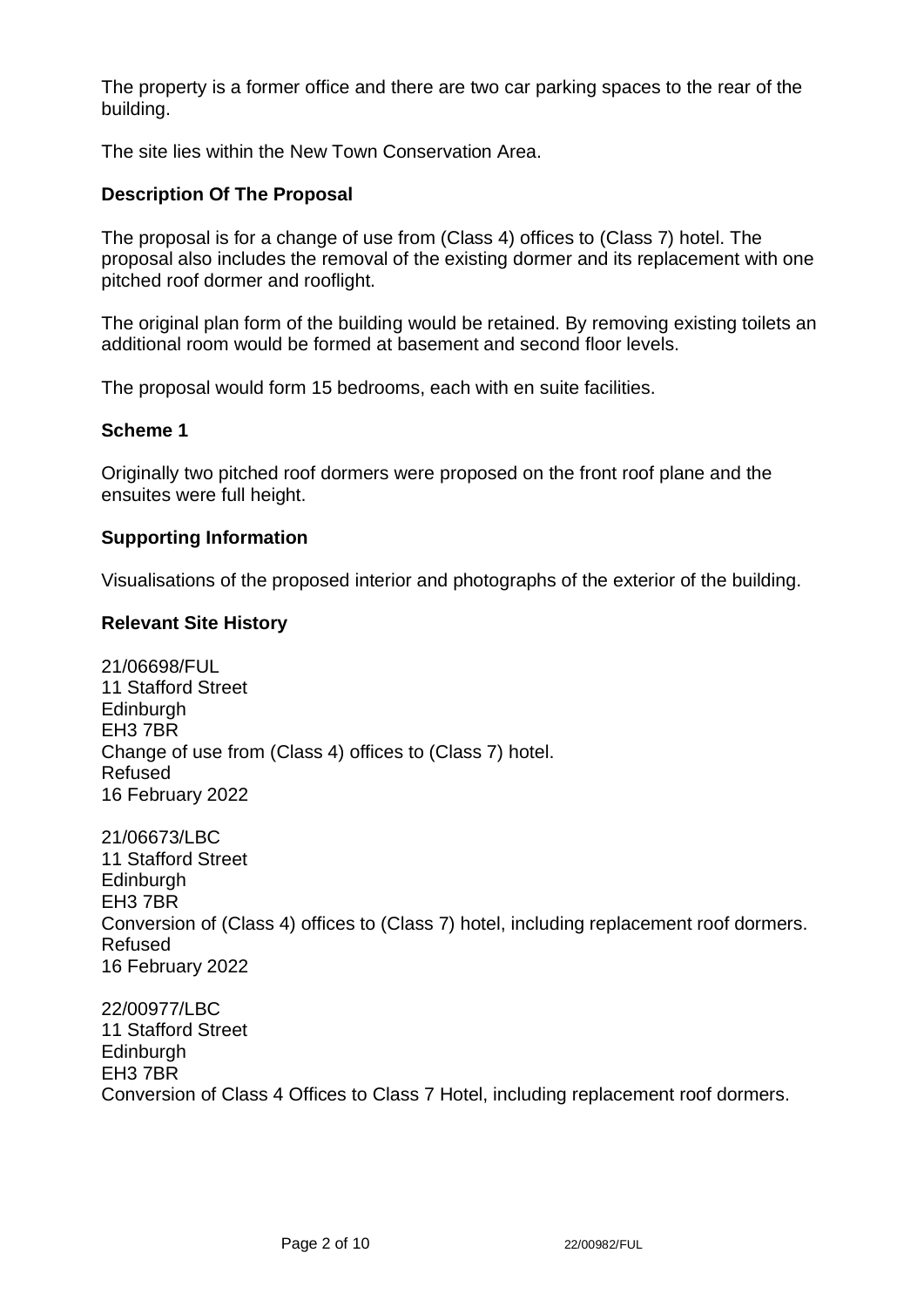The property is a former office and there are two car parking spaces to the rear of the building.

The site lies within the New Town Conservation Area.

**Description Of The Proposal**

The proposal is for a change of use from (Class 4) offices to (Class 7) hotel. The proposal also includes the removal of the existing dormer and its replacement with one pitched roof dormer and rooflight.

The original plan form of the building would be retained. By removing existing toilets an additional room would be formed at basement and second floor levels.

The proposal would form 15 bedrooms, each with en suite facilities.

**Scheme 1**

Originally two pitched roof dormers were proposed on the front roof plane and the ensuites were full height.

**Supporting Information**

Visualisations of the proposed interior and photographs of the exterior of the building.

**Relevant Site History**

21/06698/FUL
11 Stafford Street
Edinburgh
EH3 7BR
Change of use from (Class 4) offices to (Class 7) hotel.
Refused
16 February 2022

21/06673/LBC
11 Stafford Street
Edinburgh
EH3 7BR
Conversion of (Class 4) offices to (Class 7) hotel, including replacement roof dormers.
Refused
16 February 2022

22/00977/LBC
11 Stafford Street
Edinburgh
EH3 7BR
Conversion of Class 4 Offices to Class 7 Hotel, including replacement roof dormers.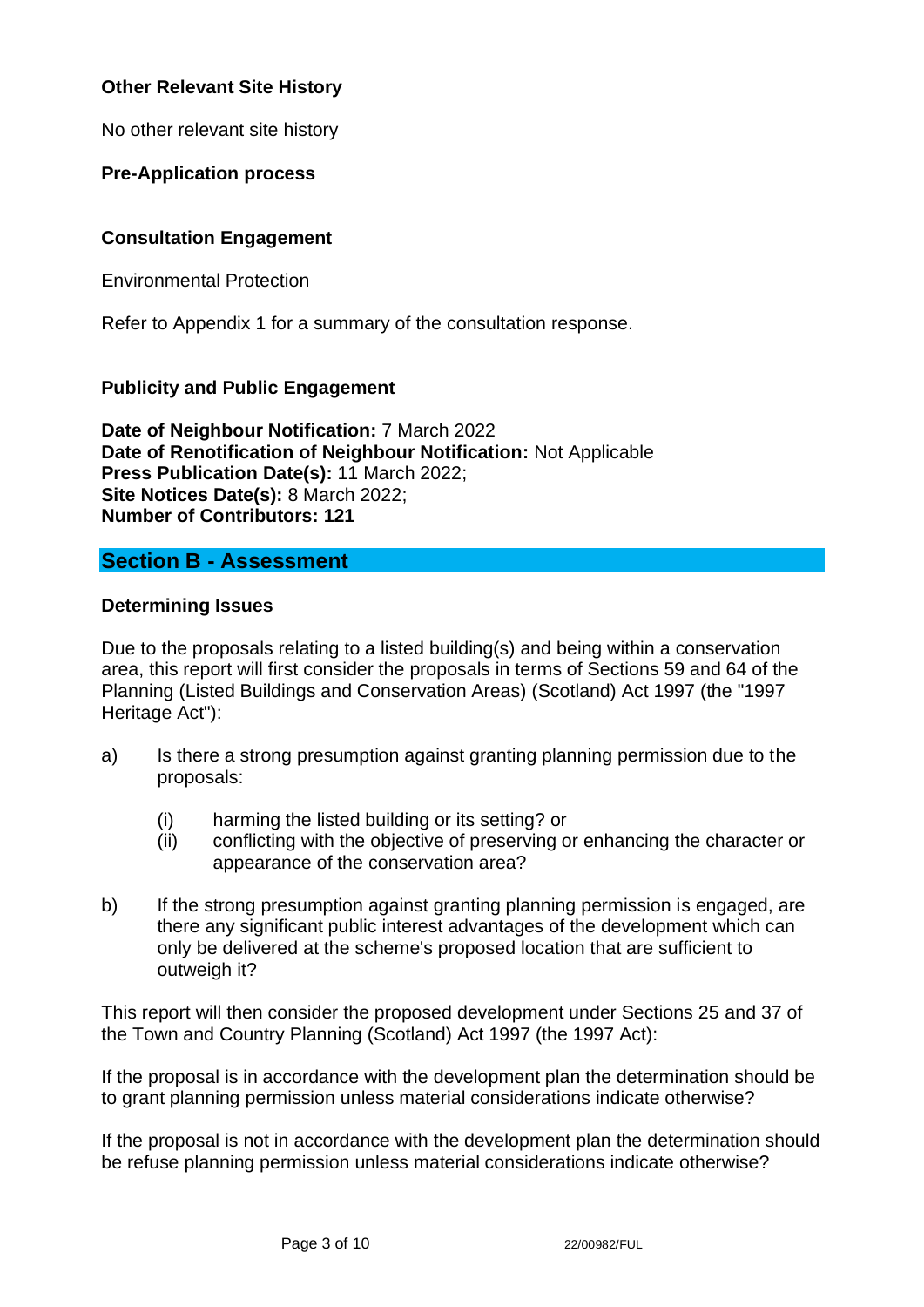**Other Relevant Site History**

No other relevant site history

**Pre-Application process**

**Consultation Engagement**

Environmental Protection

Refer to Appendix 1 for a summary of the consultation response.

**Publicity and Public Engagement**

**Date of Neighbour Notification:** 7 March 2022
**Date of Renotification of Neighbour Notification:** Not Applicable
**Press Publication Date(s):** 11 March 2022;
**Site Notices Date(s):** 8 March 2022;
**Number of Contributors: 121**

## Section B - Assessment

**Determining Issues**

Due to the proposals relating to a listed building(s) and being within a conservation area, this report will first consider the proposals in terms of Sections 59 and 64 of the Planning (Listed Buildings and Conservation Areas) (Scotland) Act 1997 (the "1997 Heritage Act"):

a) Is there a strong presumption against granting planning permission due to the proposals:

   (i) harming the listed building or its setting? or
   (ii) conflicting with the objective of preserving or enhancing the character or appearance of the conservation area?

b) If the strong presumption against granting planning permission is engaged, are there any significant public interest advantages of the development which can only be delivered at the scheme's proposed location that are sufficient to outweigh it?

This report will then consider the proposed development under Sections 25 and 37 of the Town and Country Planning (Scotland) Act 1997 (the 1997 Act):

If the proposal is in accordance with the development plan the determination should be to grant planning permission unless material considerations indicate otherwise?

If the proposal is not in accordance with the development plan the determination should be refuse planning permission unless material considerations indicate otherwise?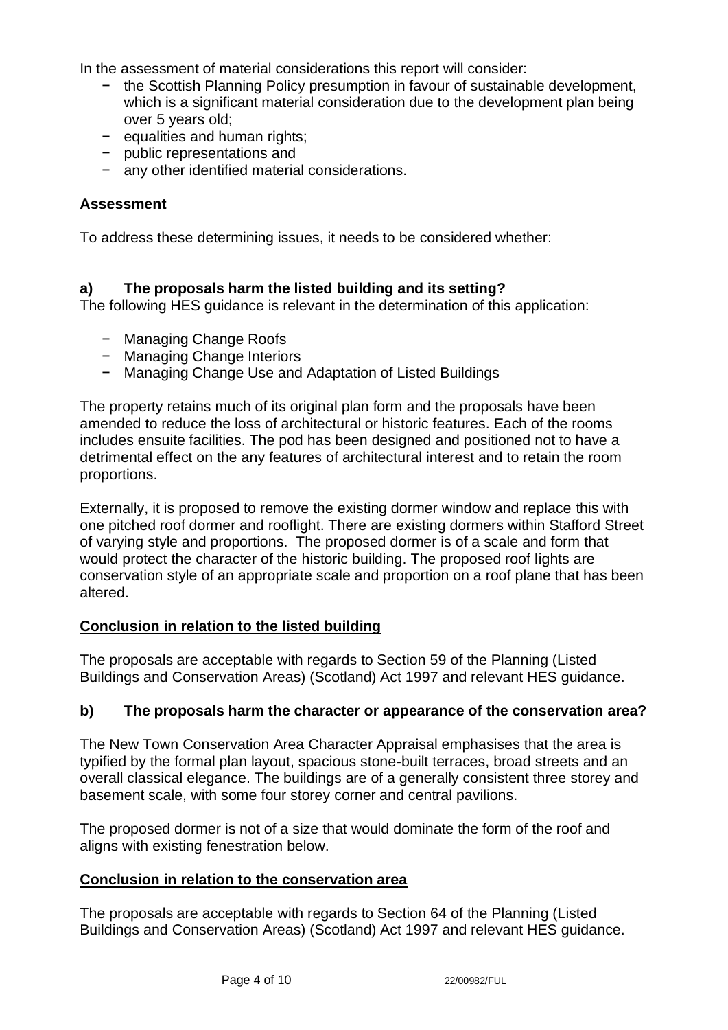In the assessment of material considerations this report will consider:

- the Scottish Planning Policy presumption in favour of sustainable development, which is a significant material consideration due to the development plan being over 5 years old;
- equalities and human rights;
- public representations and
- any other identified material considerations.

**Assessment**

To address these determining issues, it needs to be considered whether:

**a) The proposals harm the listed building and its setting?**

The following HES guidance is relevant in the determination of this application:

- Managing Change Roofs
- Managing Change Interiors
- Managing Change Use and Adaptation of Listed Buildings

The property retains much of its original plan form and the proposals have been amended to reduce the loss of architectural or historic features. Each of the rooms includes ensuite facilities. The pod has been designed and positioned not to have a detrimental effect on the any features of architectural interest and to retain the room proportions.

Externally, it is proposed to remove the existing dormer window and replace this with one pitched roof dormer and rooflight. There are existing dormers within Stafford Street of varying style and proportions. The proposed dormer is of a scale and form that would protect the character of the historic building. The proposed roof lights are conservation style of an appropriate scale and proportion on a roof plane that has been altered.

**Conclusion in relation to the listed building**

The proposals are acceptable with regards to Section 59 of the Planning (Listed Buildings and Conservation Areas) (Scotland) Act 1997 and relevant HES guidance.

**b) The proposals harm the character or appearance of the conservation area?**

The New Town Conservation Area Character Appraisal emphasises that the area is typified by the formal plan layout, spacious stone-built terraces, broad streets and an overall classical elegance. The buildings are of a generally consistent three storey and basement scale, with some four storey corner and central pavilions.

The proposed dormer is not of a size that would dominate the form of the roof and aligns with existing fenestration below.

**Conclusion in relation to the conservation area**

The proposals are acceptable with regards to Section 64 of the Planning (Listed Buildings and Conservation Areas) (Scotland) Act 1997 and relevant HES guidance.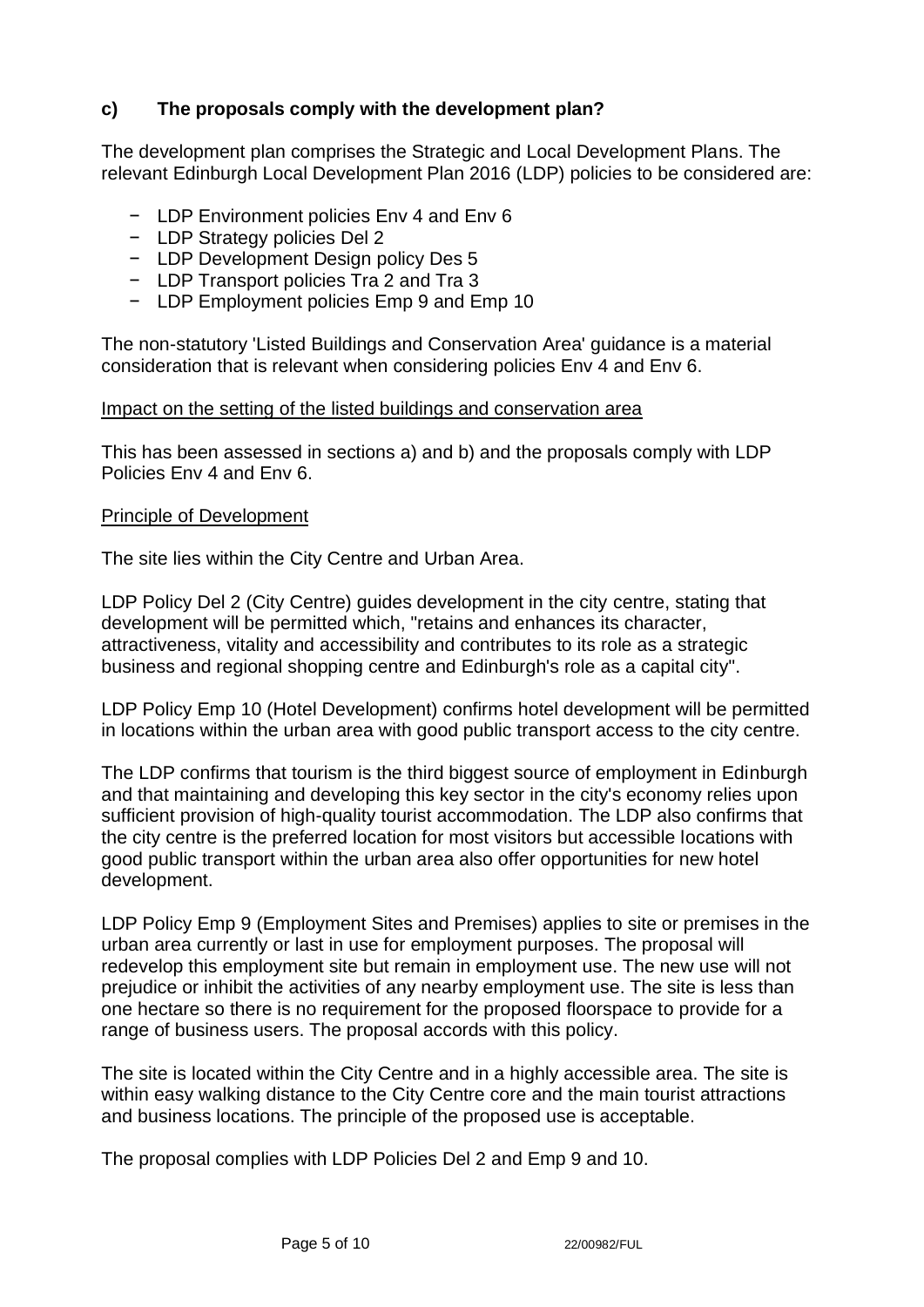### c) The proposals comply with the development plan?

The development plan comprises the Strategic and Local Development Plans. The relevant Edinburgh Local Development Plan 2016 (LDP) policies to be considered are:

- LDP Environment policies Env 4 and Env 6
- LDP Strategy policies Del 2
- LDP Development Design policy Des 5
- LDP Transport policies Tra 2 and Tra 3
- LDP Employment policies Emp 9 and Emp 10

The non-statutory 'Listed Buildings and Conservation Area' guidance is a material consideration that is relevant when considering policies Env 4 and Env 6.

<u>Impact on the setting of the listed buildings and conservation area</u>

This has been assessed in sections a) and b) and the proposals comply with LDP Policies Env 4 and Env 6.

<u>Principle of Development</u>

The site lies within the City Centre and Urban Area.

LDP Policy Del 2 (City Centre) guides development in the city centre, stating that development will be permitted which, "retains and enhances its character, attractiveness, vitality and accessibility and contributes to its role as a strategic business and regional shopping centre and Edinburgh's role as a capital city".

LDP Policy Emp 10 (Hotel Development) confirms hotel development will be permitted in locations within the urban area with good public transport access to the city centre.

The LDP confirms that tourism is the third biggest source of employment in Edinburgh and that maintaining and developing this key sector in the city's economy relies upon sufficient provision of high-quality tourist accommodation. The LDP also confirms that the city centre is the preferred location for most visitors but accessible locations with good public transport within the urban area also offer opportunities for new hotel development.

LDP Policy Emp 9 (Employment Sites and Premises) applies to site or premises in the urban area currently or last in use for employment purposes. The proposal will redevelop this employment site but remain in employment use. The new use will not prejudice or inhibit the activities of any nearby employment use. The site is less than one hectare so there is no requirement for the proposed floorspace to provide for a range of business users. The proposal accords with this policy.

The site is located within the City Centre and in a highly accessible area. The site is within easy walking distance to the City Centre core and the main tourist attractions and business locations. The principle of the proposed use is acceptable.

The proposal complies with LDP Policies Del 2 and Emp 9 and 10.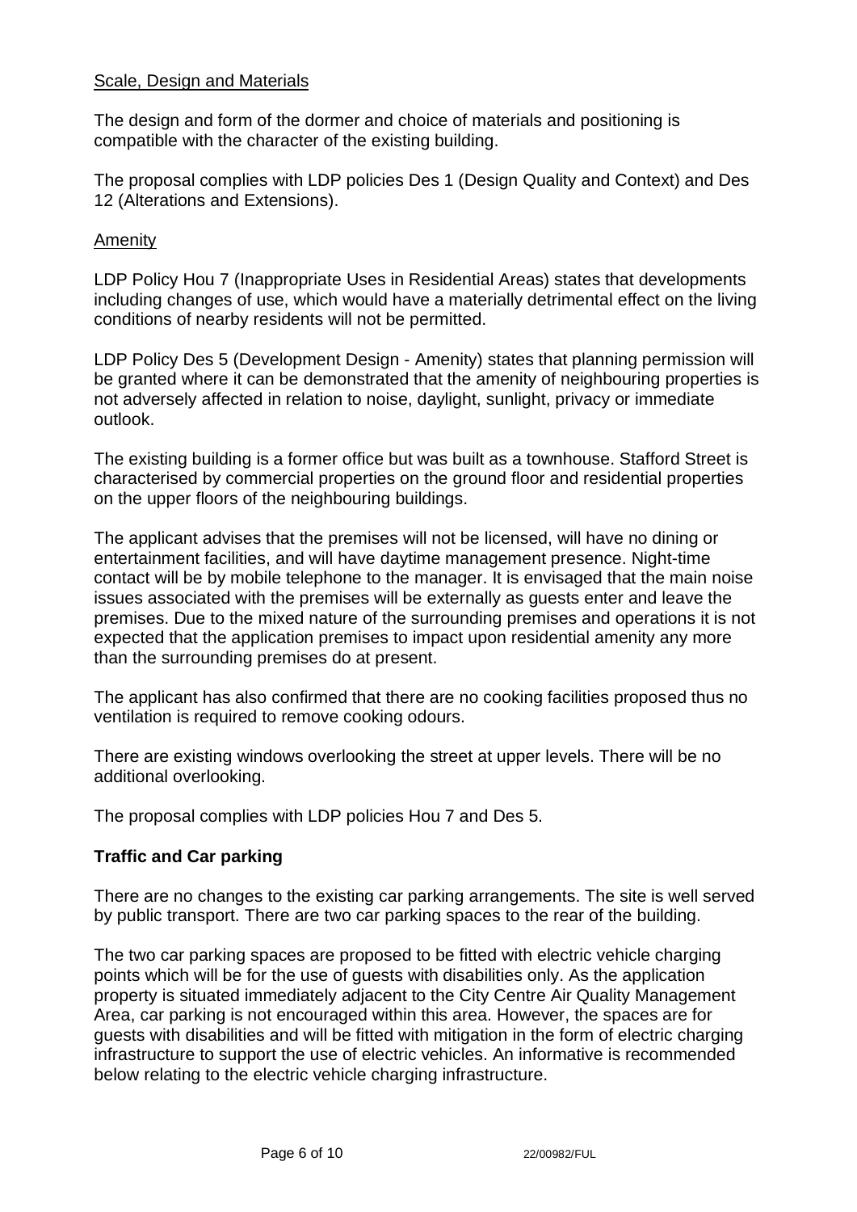Scale, Design and Materials

The design and form of the dormer and choice of materials and positioning is compatible with the character of the existing building.

The proposal complies with LDP policies Des 1 (Design Quality and Context) and Des 12 (Alterations and Extensions).

Amenity

LDP Policy Hou 7 (Inappropriate Uses in Residential Areas) states that developments including changes of use, which would have a materially detrimental effect on the living conditions of nearby residents will not be permitted.

LDP Policy Des 5 (Development Design - Amenity) states that planning permission will be granted where it can be demonstrated that the amenity of neighbouring properties is not adversely affected in relation to noise, daylight, sunlight, privacy or immediate outlook.

The existing building is a former office but was built as a townhouse. Stafford Street is characterised by commercial properties on the ground floor and residential properties on the upper floors of the neighbouring buildings.

The applicant advises that the premises will not be licensed, will have no dining or entertainment facilities, and will have daytime management presence. Night-time contact will be by mobile telephone to the manager. It is envisaged that the main noise issues associated with the premises will be externally as guests enter and leave the premises. Due to the mixed nature of the surrounding premises and operations it is not expected that the application premises to impact upon residential amenity any more than the surrounding premises do at present.

The applicant has also confirmed that there are no cooking facilities proposed thus no ventilation is required to remove cooking odours.

There are existing windows overlooking the street at upper levels. There will be no additional overlooking.

The proposal complies with LDP policies Hou 7 and Des 5.

**Traffic and Car parking**

There are no changes to the existing car parking arrangements. The site is well served by public transport. There are two car parking spaces to the rear of the building.

The two car parking spaces are proposed to be fitted with electric vehicle charging points which will be for the use of guests with disabilities only. As the application property is situated immediately adjacent to the City Centre Air Quality Management Area, car parking is not encouraged within this area. However, the spaces are for guests with disabilities and will be fitted with mitigation in the form of electric charging infrastructure to support the use of electric vehicles. An informative is recommended below relating to the electric vehicle charging infrastructure.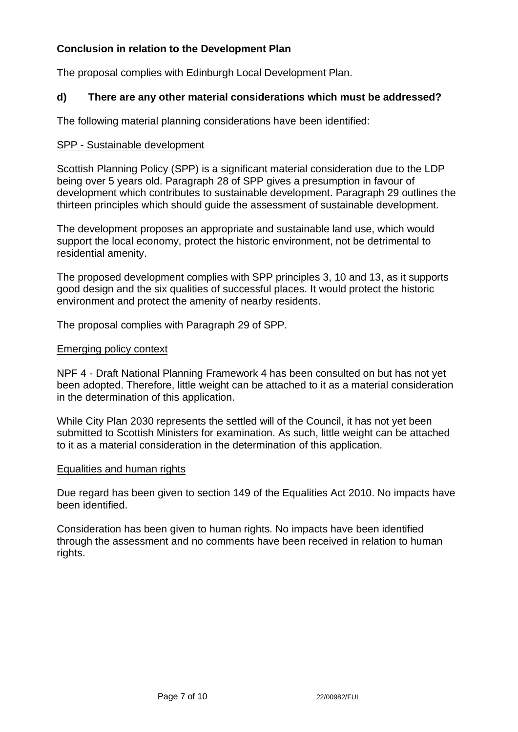**Conclusion in relation to the Development Plan**

The proposal complies with Edinburgh Local Development Plan.

**d) There are any other material considerations which must be addressed?**

The following material planning considerations have been identified:

SPP - Sustainable development

Scottish Planning Policy (SPP) is a significant material consideration due to the LDP being over 5 years old. Paragraph 28 of SPP gives a presumption in favour of development which contributes to sustainable development. Paragraph 29 outlines the thirteen principles which should guide the assessment of sustainable development.

The development proposes an appropriate and sustainable land use, which would support the local economy, protect the historic environment, not be detrimental to residential amenity.

The proposed development complies with SPP principles 3, 10 and 13, as it supports good design and the six qualities of successful places. It would protect the historic environment and protect the amenity of nearby residents.

The proposal complies with Paragraph 29 of SPP.

Emerging policy context

NPF 4 - Draft National Planning Framework 4 has been consulted on but has not yet been adopted. Therefore, little weight can be attached to it as a material consideration in the determination of this application.

While City Plan 2030 represents the settled will of the Council, it has not yet been submitted to Scottish Ministers for examination. As such, little weight can be attached to it as a material consideration in the determination of this application.

Equalities and human rights

Due regard has been given to section 149 of the Equalities Act 2010. No impacts have been identified.

Consideration has been given to human rights. No impacts have been identified through the assessment and no comments have been received in relation to human rights.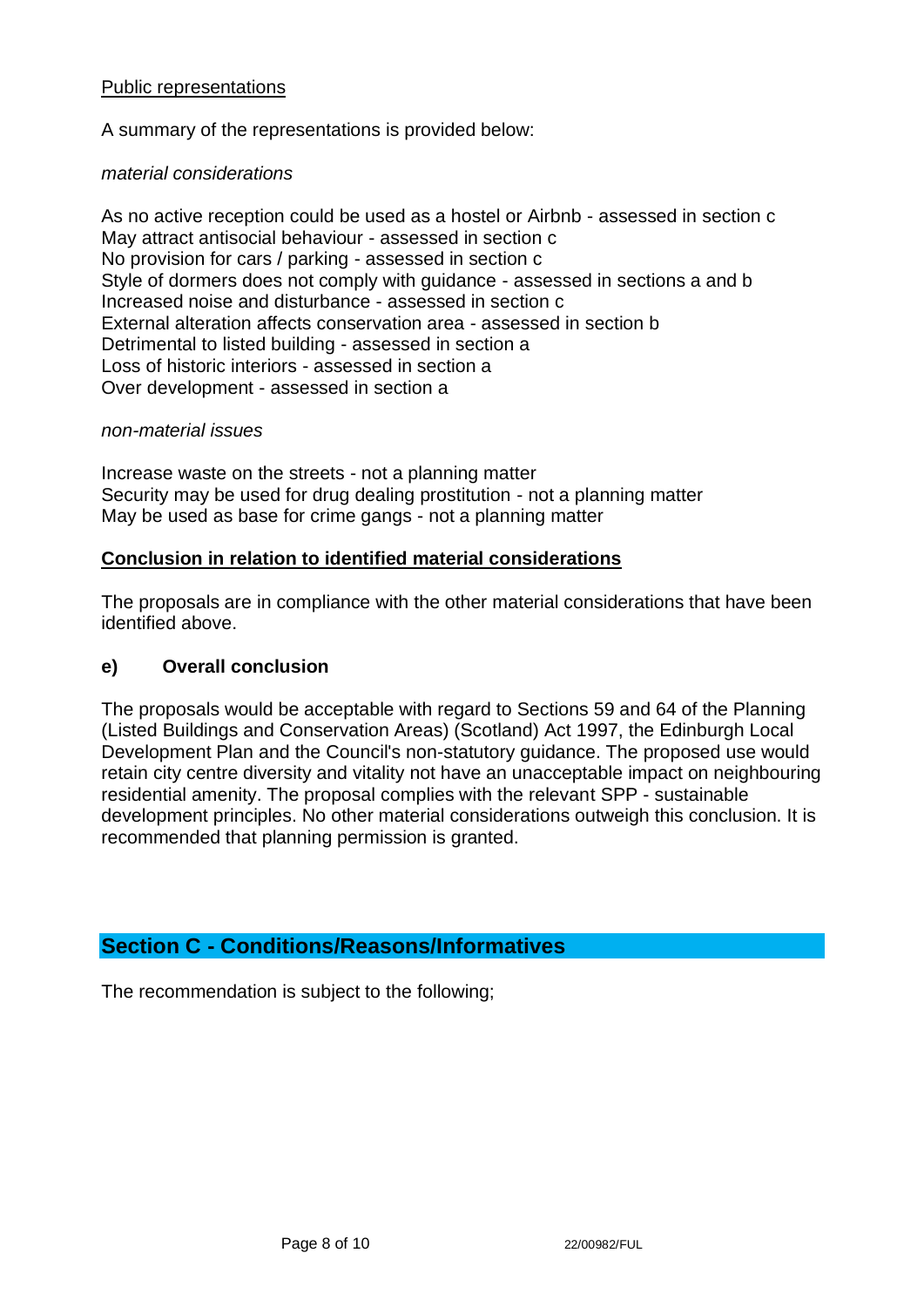Public representations

A summary of the representations is provided below:

*material considerations*

As no active reception could be used as a hostel or Airbnb - assessed in section c
May attract antisocial behaviour - assessed in section c
No provision for cars / parking - assessed in section c
Style of dormers does not comply with guidance - assessed in sections a and b
Increased noise and disturbance - assessed in section c
External alteration affects conservation area - assessed in section b
Detrimental to listed building - assessed in section a
Loss of historic interiors - assessed in section a
Over development - assessed in section a

*non-material issues*

Increase waste on the streets - not a planning matter
Security may be used for drug dealing prostitution - not a planning matter
May be used as base for crime gangs - not a planning matter

**Conclusion in relation to identified material considerations**

The proposals are in compliance with the other material considerations that have been identified above.

### e) Overall conclusion

The proposals would be acceptable with regard to Sections 59 and 64 of the Planning (Listed Buildings and Conservation Areas) (Scotland) Act 1997, the Edinburgh Local Development Plan and the Council's non-statutory guidance. The proposed use would retain city centre diversity and vitality not have an unacceptable impact on neighbouring residential amenity. The proposal complies with the relevant SPP - sustainable development principles. No other material considerations outweigh this conclusion. It is recommended that planning permission is granted.

## Section C - Conditions/Reasons/Informatives

The recommendation is subject to the following;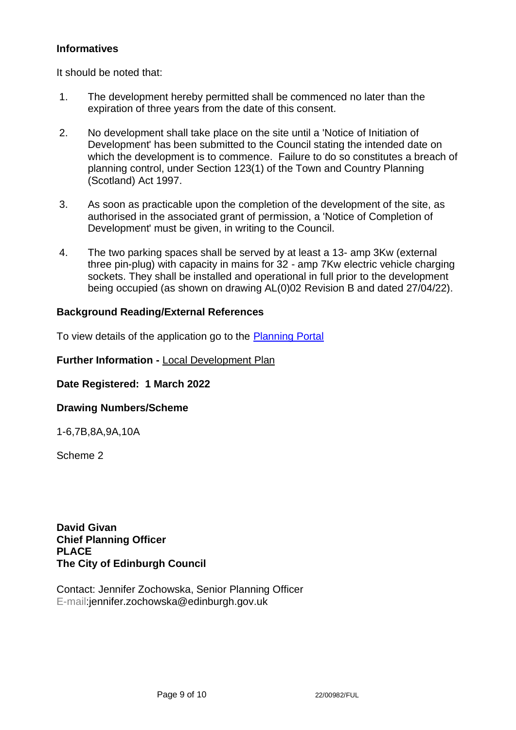**Informatives**

It should be noted that:

1. The development hereby permitted shall be commenced no later than the expiration of three years from the date of this consent.

2. No development shall take place on the site until a 'Notice of Initiation of Development' has been submitted to the Council stating the intended date on which the development is to commence. Failure to do so constitutes a breach of planning control, under Section 123(1) of the Town and Country Planning (Scotland) Act 1997.

3. As soon as practicable upon the completion of the development of the site, as authorised in the associated grant of permission, a 'Notice of Completion of Development' must be given, in writing to the Council.

4. The two parking spaces shall be served by at least a 13- amp 3Kw (external three pin-plug) with capacity in mains for 32 - amp 7Kw electric vehicle charging sockets. They shall be installed and operational in full prior to the development being occupied (as shown on drawing AL(0)02 Revision B and dated 27/04/22).

**Background Reading/External References**

To view details of the application go to the [Planning Portal]

**Further Information -** Local Development Plan

**Date Registered: 1 March 2022**

**Drawing Numbers/Scheme**

1-6,7B,8A,9A,10A

Scheme 2

**David Givan**
**Chief Planning Officer**
**PLACE**
**The City of Edinburgh Council**

Contact: Jennifer Zochowska, Senior Planning Officer
E-mail:jennifer.zochowska@edinburgh.gov.uk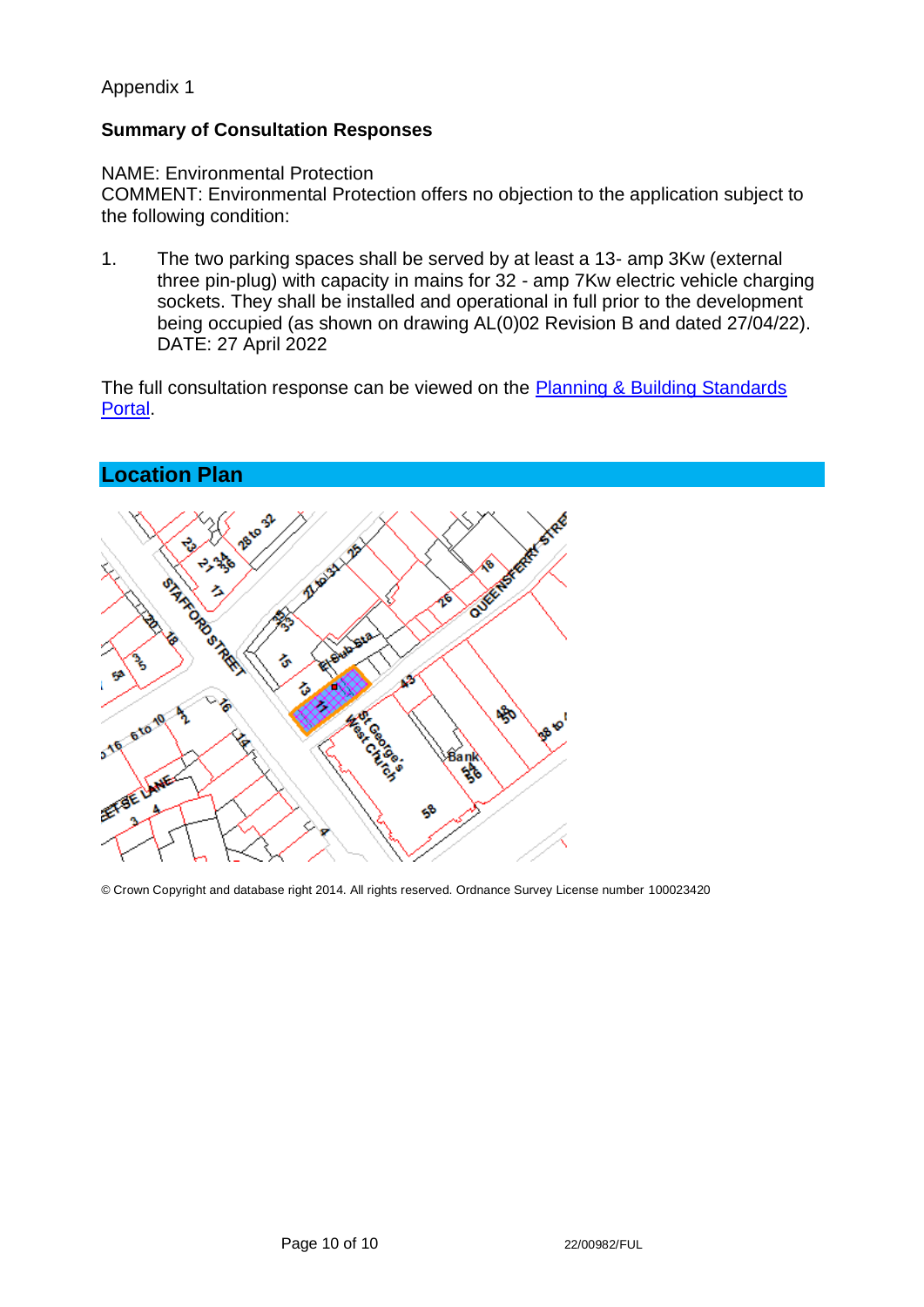Appendix 1

**Summary of Consultation Responses**

NAME: Environmental Protection
COMMENT: Environmental Protection offers no objection to the application subject to the following condition:

1. The two parking spaces shall be served by at least a 13- amp 3Kw (external three pin-plug) with capacity in mains for 32 - amp 7Kw electric vehicle charging sockets. They shall be installed and operational in full prior to the development being occupied (as shown on drawing AL(0)02 Revision B and dated 27/04/22).
DATE: 27 April 2022

The full consultation response can be viewed on the [Planning & Building Standards Portal].

## Location Plan

© Crown Copyright and database right 2014. All rights reserved. Ordnance Survey License number 100023420